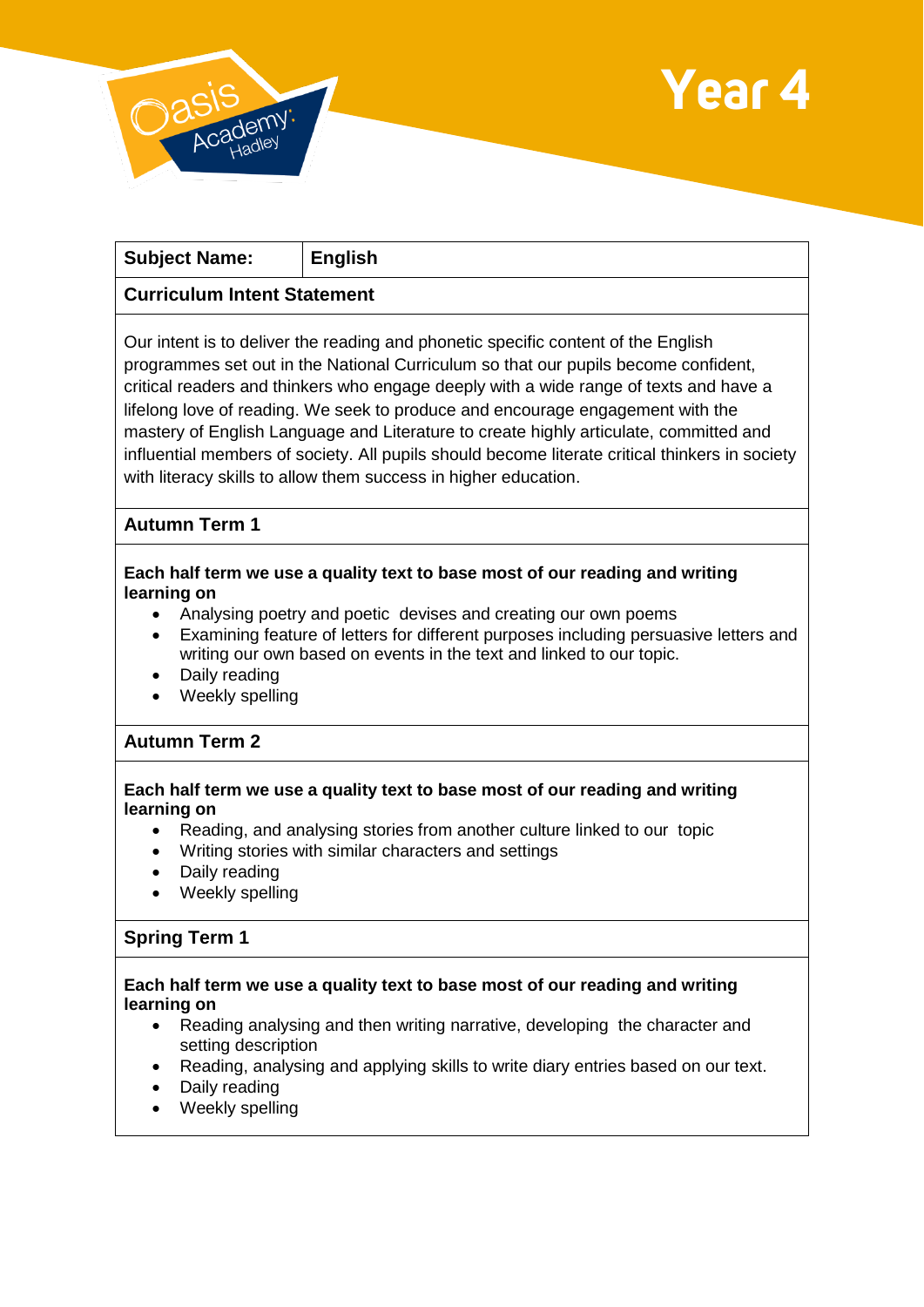Oasis Academy Hadley

# Year 4

| Subject Name: | English |
|---|---|

## Curriculum Intent Statement

Our intent is to deliver the reading and phonetic specific content of the English programmes set out in the National Curriculum so that our pupils become confident, critical readers and thinkers who engage deeply with a wide range of texts and have a lifelong love of reading. We seek to produce and encourage engagement with the mastery of English Language and Literature to create highly articulate, committed and influential members of society. All pupils should become literate critical thinkers in society with literacy skills to allow them success in higher education.

## Autumn Term 1

**Each half term we use a quality text to base most of our reading and writing learning on**

- Analysing poetry and poetic devises and creating our own poems
- Examining feature of letters for different purposes including persuasive letters and writing our own based on events in the text and linked to our topic.
- Daily reading
- Weekly spelling

## Autumn Term 2

**Each half term we use a quality text to base most of our reading and writing learning on**

- Reading, and analysing stories from another culture linked to our topic
- Writing stories with similar characters and settings
- Daily reading
- Weekly spelling

## Spring Term 1

**Each half term we use a quality text to base most of our reading and writing learning on**

- Reading analysing and then writing narrative, developing the character and setting description
- Reading, analysing and applying skills to write diary entries based on our text.
- Daily reading
- Weekly spelling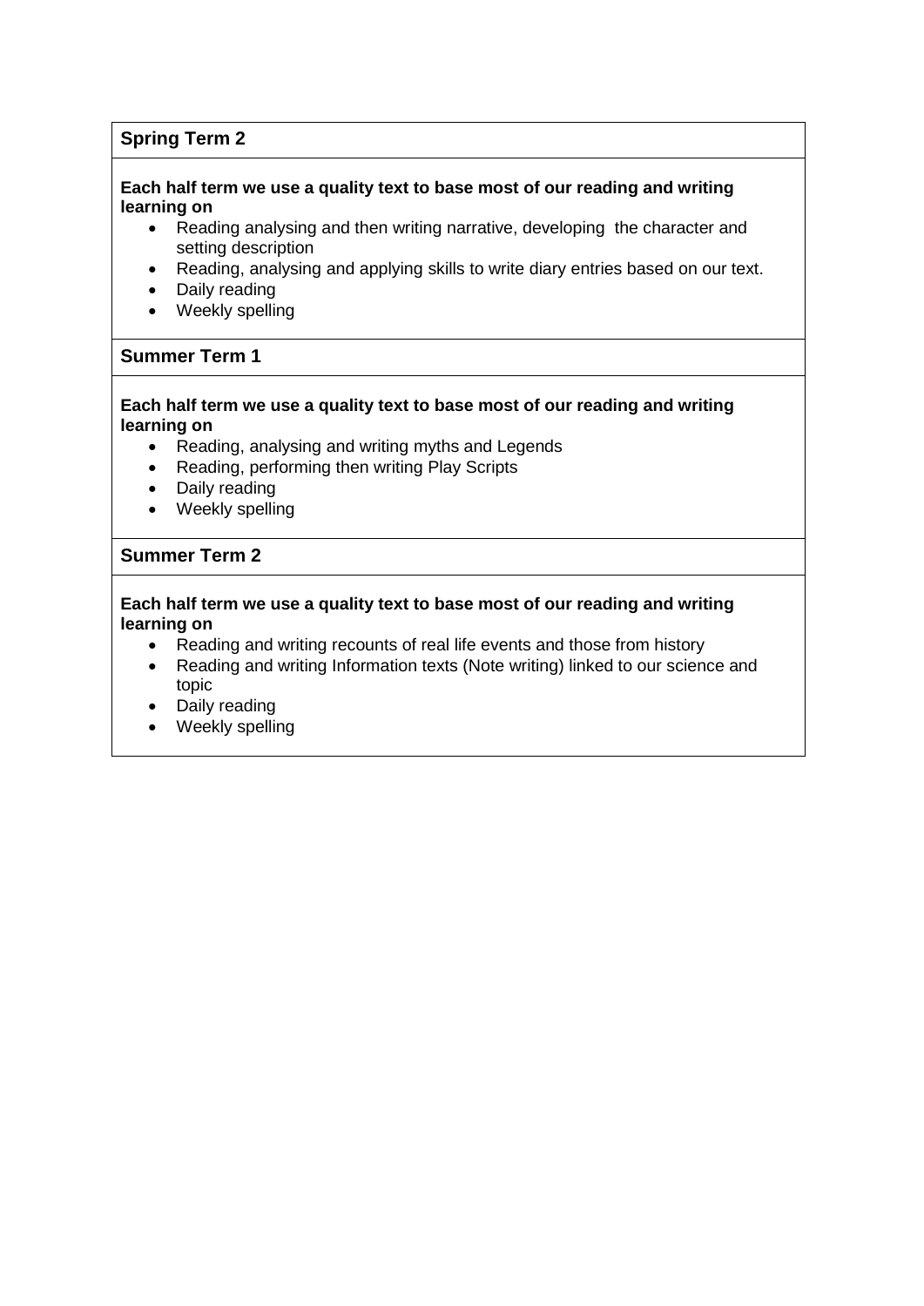## Spring Term 2

**Each half term we use a quality text to base most of our reading and writing learning on**

- Reading analysing and then writing narrative, developing the character and setting description
- Reading, analysing and applying skills to write diary entries based on our text.
- Daily reading
- Weekly spelling

## Summer Term 1

**Each half term we use a quality text to base most of our reading and writing learning on**

- Reading, analysing and writing myths and Legends
- Reading, performing then writing Play Scripts
- Daily reading
- Weekly spelling

## Summer Term 2

**Each half term we use a quality text to base most of our reading and writing learning on**

- Reading and writing recounts of real life events and those from history
- Reading and writing Information texts (Note writing) linked to our science and topic
- Daily reading
- Weekly spelling